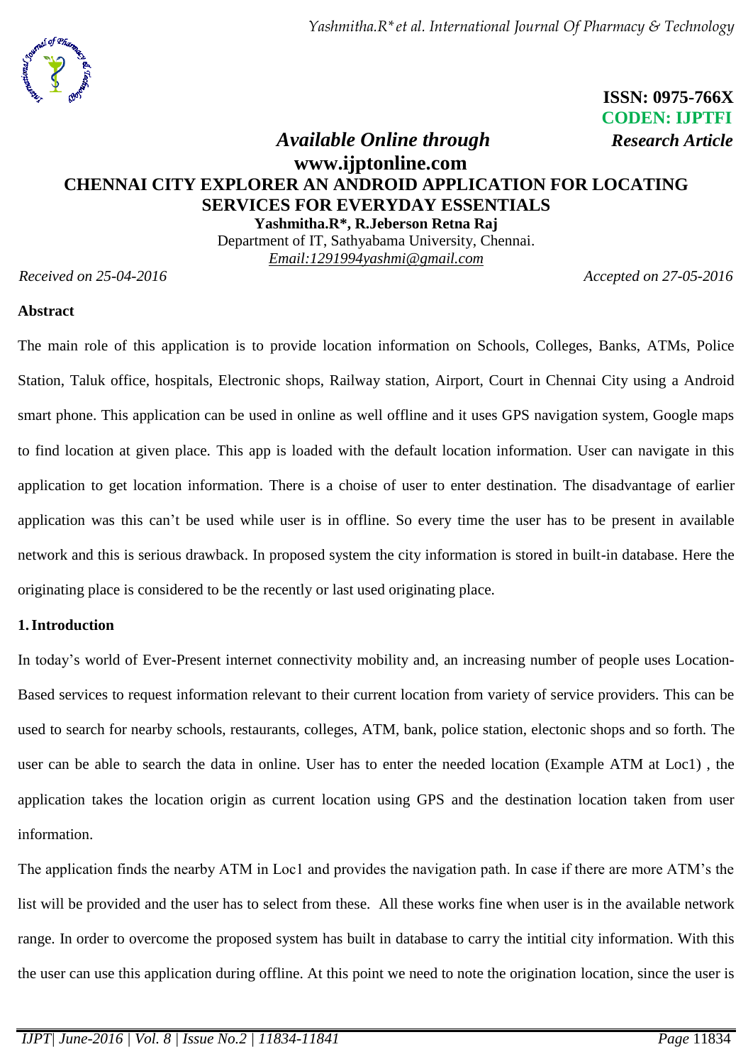ISSN: 0975-766X
CODEN: IJPTFI

*Available Online through* *Research Article*

**www.ijptonline.com**

# CHENNAI CITY EXPLORER AN ANDROID APPLICATION FOR LOCATING SERVICES FOR EVERYDAY ESSENTIALS

**Yashmitha.R*, R.Jeberson Retna Raj**

Department of IT, Sathyabama University, Chennai.

*Email:1291994yashmi@gmail.com*

*Received on 25-04-2016* *Accepted on 27-05-2016*

## Abstract

The main role of this application is to provide location information on Schools, Colleges, Banks, ATMs, Police Station, Taluk office, hospitals, Electronic shops, Railway station, Airport, Court in Chennai City using a Android smart phone. This application can be used in online as well offline and it uses GPS navigation system, Google maps to find location at given place. This app is loaded with the default location information. User can navigate in this application to get location information. There is a choise of user to enter destination. The disadvantage of earlier application was this can't be used while user is in offline. So every time the user has to be present in available network and this is serious drawback. In proposed system the city information is stored in built-in database. Here the originating place is considered to be the recently or last used originating place.

## 1. Introduction

In today's world of Ever-Present internet connectivity mobility and, an increasing number of people uses Location-Based services to request information relevant to their current location from variety of service providers. This can be used to search for nearby schools, restaurants, colleges, ATM, bank, police station, electonic shops and so forth. The user can be able to search the data in online. User has to enter the needed location (Example ATM at Loc1) , the application takes the location origin as current location using GPS and the destination location taken from user information.

The application finds the nearby ATM in Loc1 and provides the navigation path. In case if there are more ATM's the list will be provided and the user has to select from these. All these works fine when user is in the available network range. In order to overcome the proposed system has built in database to carry the intitial city information. With this the user can use this application during offline. At this point we need to note the origination location, since the user is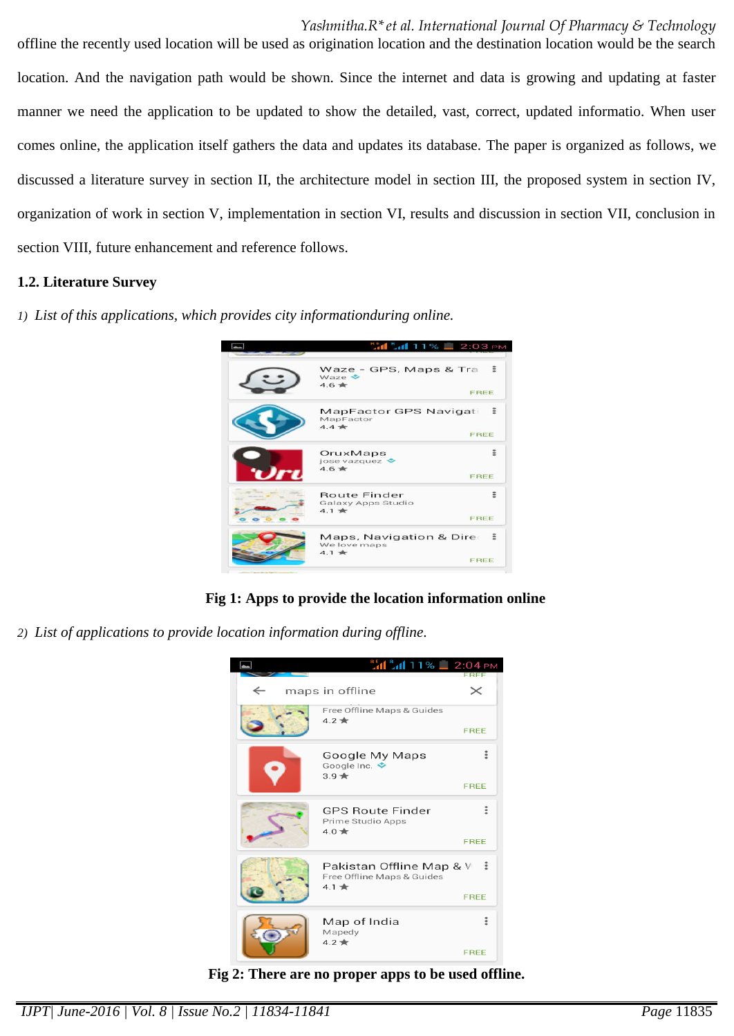offline the recently used location will be used as origination location and the destination location would be the search location. And the navigation path would be shown. Since the internet and data is growing and updating at faster manner we need the application to be updated to show the detailed, vast, correct, updated informatio. When user comes online, the application itself gathers the data and updates its database. The paper is organized as follows, we discussed a literature survey in section II, the architecture model in section III, the proposed system in section IV, organization of work in section V, implementation in section VI, results and discussion in section VII, conclusion in section VIII, future enhancement and reference follows.

### 1.2. Literature Survey

1) *List of this applications, which provides city informationduring online.*

**Fig 1: Apps to provide the location information online**

2) *List of applications to provide location information during offline.*

**Fig 2: There are no proper apps to be used offline.**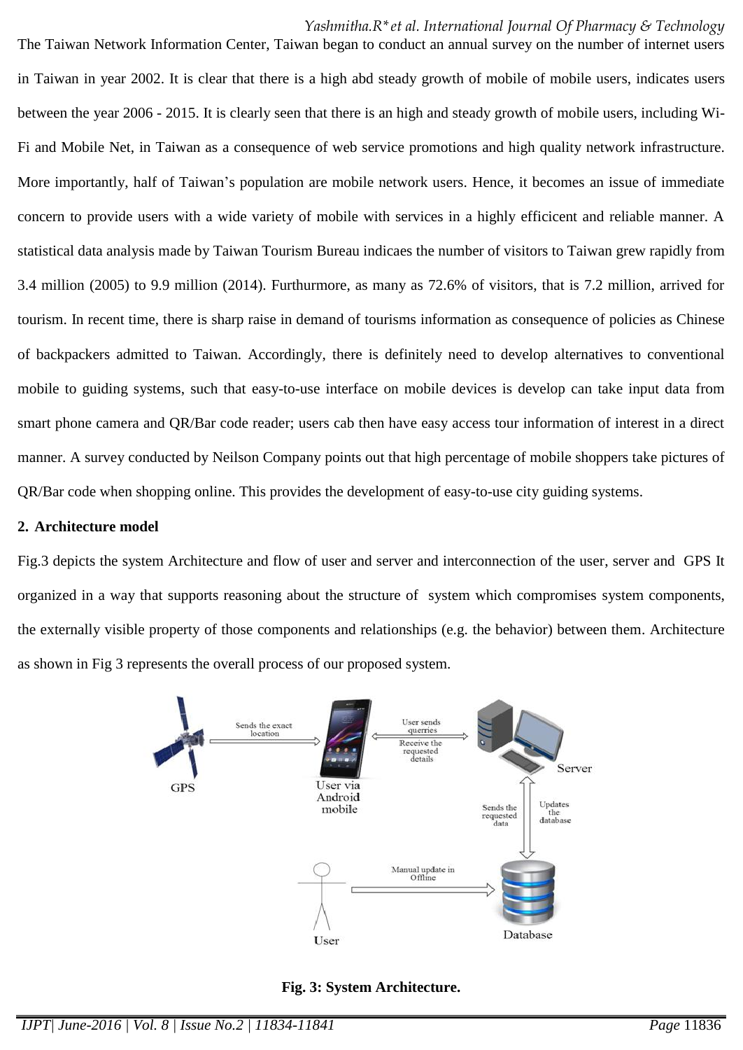The Taiwan Network Information Center, Taiwan began to conduct an annual survey on the number of internet users in Taiwan in year 2002. It is clear that there is a high abd steady growth of mobile of mobile users, indicates users between the year 2006 - 2015. It is clearly seen that there is an high and steady growth of mobile users, including Wi-Fi and Mobile Net, in Taiwan as a consequence of web service promotions and high quality network infrastructure. More importantly, half of Taiwan's population are mobile network users. Hence, it becomes an issue of immediate concern to provide users with a wide variety of mobile with services in a highly efficicent and reliable manner. A statistical data analysis made by Taiwan Tourism Bureau indicaes the number of visitors to Taiwan grew rapidly from 3.4 million (2005) to 9.9 million (2014). Furthurmore, as many as 72.6% of visitors, that is 7.2 million, arrived for tourism. In recent time, there is sharp raise in demand of tourisms information as consequence of policies as Chinese of backpackers admitted to Taiwan. Accordingly, there is definitely need to develop alternatives to conventional mobile to guiding systems, such that easy-to-use interface on mobile devices is develop can take input data from smart phone camera and QR/Bar code reader; users cab then have easy access tour information of interest in a direct manner. A survey conducted by Neilson Company points out that high percentage of mobile shoppers take pictures of QR/Bar code when shopping online. This provides the development of easy-to-use city guiding systems.

## 2. Architecture model

Fig.3 depicts the system Architecture and flow of user and server and interconnection of the user, server and GPS It organized in a way that supports reasoning about the structure of system which compromises system components, the externally visible property of those components and relationships (e.g. the behavior) between them. Architecture as shown in Fig 3 represents the overall process of our proposed system.

**Fig. 3: System Architecture.**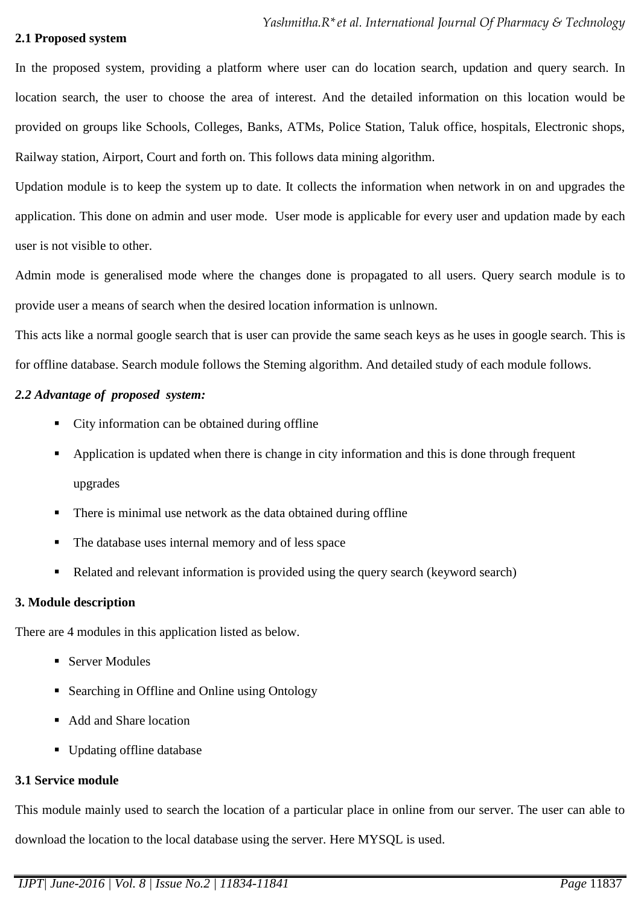### 2.1 Proposed system

In the proposed system, providing a platform where user can do location search, updation and query search. In location search, the user to choose the area of interest. And the detailed information on this location would be provided on groups like Schools, Colleges, Banks, ATMs, Police Station, Taluk office, hospitals, Electronic shops, Railway station, Airport, Court and forth on. This follows data mining algorithm.

Updation module is to keep the system up to date. It collects the information when network in on and upgrades the application. This done on admin and user mode. User mode is applicable for every user and updation made by each user is not visible to other.

Admin mode is generalised mode where the changes done is propagated to all users. Query search module is to provide user a means of search when the desired location information is unlnown.

This acts like a normal google search that is user can provide the same seach keys as he uses in google search. This is for offline database. Search module follows the Steming algorithm. And detailed study of each module follows.

### *2.2 Advantage of proposed system:*

- City information can be obtained during offline
- Application is updated when there is change in city information and this is done through frequent upgrades
- There is minimal use network as the data obtained during offline
- The database uses internal memory and of less space
- Related and relevant information is provided using the query search (keyword search)

## 3. Module description

There are 4 modules in this application listed as below.

- Server Modules
- Searching in Offline and Online using Ontology
- Add and Share location
- Updating offline database

### 3.1 Service module

This module mainly used to search the location of a particular place in online from our server. The user can able to download the location to the local database using the server. Here MYSQL is used.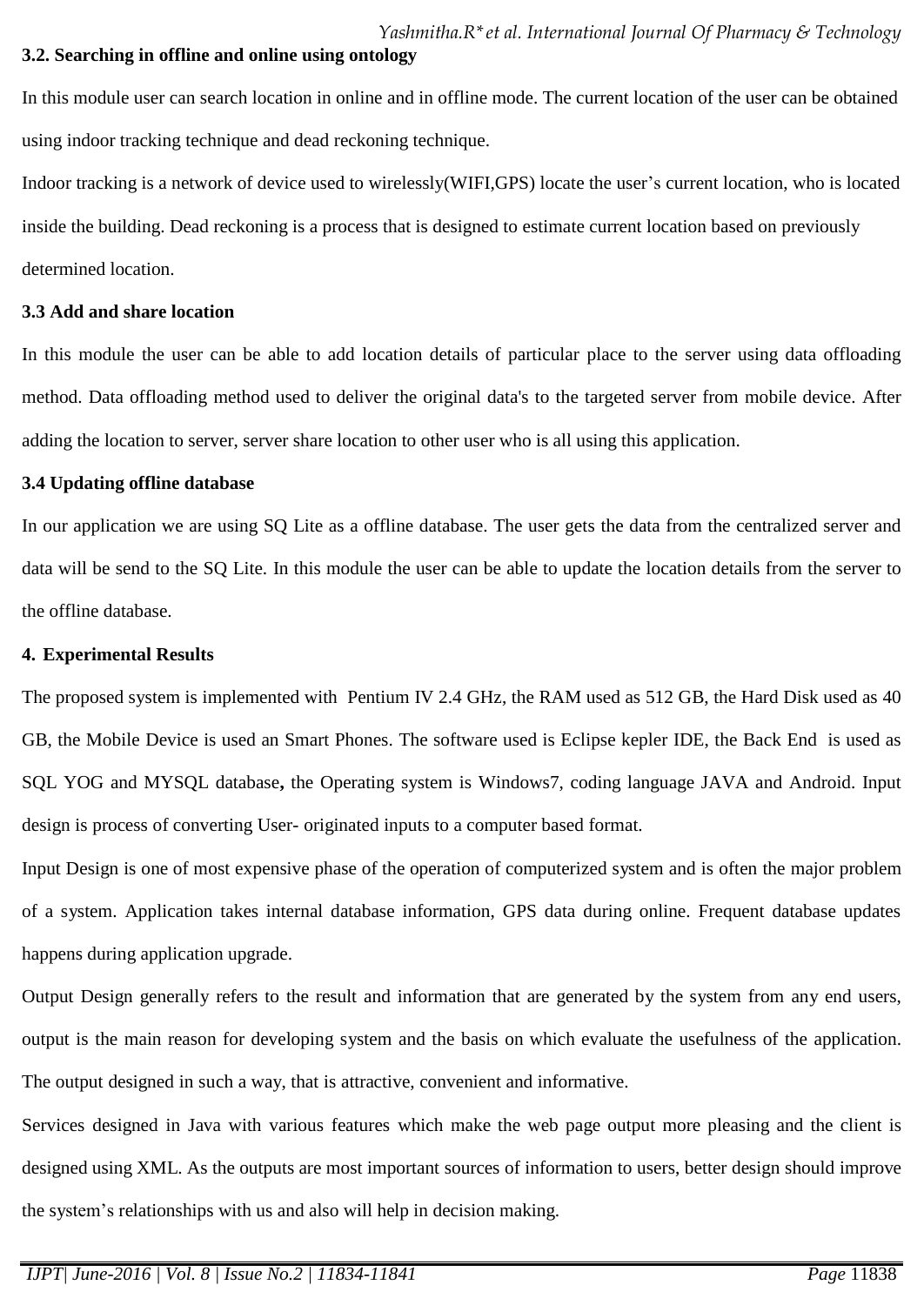### 3.2. Searching in offline and online using ontology

In this module user can search location in online and in offline mode. The current location of the user can be obtained using indoor tracking technique and dead reckoning technique.

Indoor tracking is a network of device used to wirelessly(WIFI,GPS) locate the user's current location, who is located inside the building. Dead reckoning is a process that is designed to estimate current location based on previously determined location.

### 3.3 Add and share location

In this module the user can be able to add location details of particular place to the server using data offloading method. Data offloading method used to deliver the original data's to the targeted server from mobile device. After adding the location to server, server share location to other user who is all using this application.

### 3.4 Updating offline database

In our application we are using SQ Lite as a offline database. The user gets the data from the centralized server and data will be send to the SQ Lite. In this module the user can be able to update the location details from the server to the offline database.

## 4. Experimental Results

The proposed system is implemented with Pentium IV 2.4 GHz, the RAM used as 512 GB, the Hard Disk used as 40 GB, the Mobile Device is used an Smart Phones. The software used is Eclipse kepler IDE, the Back End is used as SQL YOG and MYSQL database**,** the Operating system is Windows7, coding language JAVA and Android. Input design is process of converting User- originated inputs to a computer based format.

Input Design is one of most expensive phase of the operation of computerized system and is often the major problem of a system. Application takes internal database information, GPS data during online. Frequent database updates happens during application upgrade.

Output Design generally refers to the result and information that are generated by the system from any end users, output is the main reason for developing system and the basis on which evaluate the usefulness of the application. The output designed in such a way, that is attractive, convenient and informative.

Services designed in Java with various features which make the web page output more pleasing and the client is designed using XML. As the outputs are most important sources of information to users, better design should improve the system's relationships with us and also will help in decision making.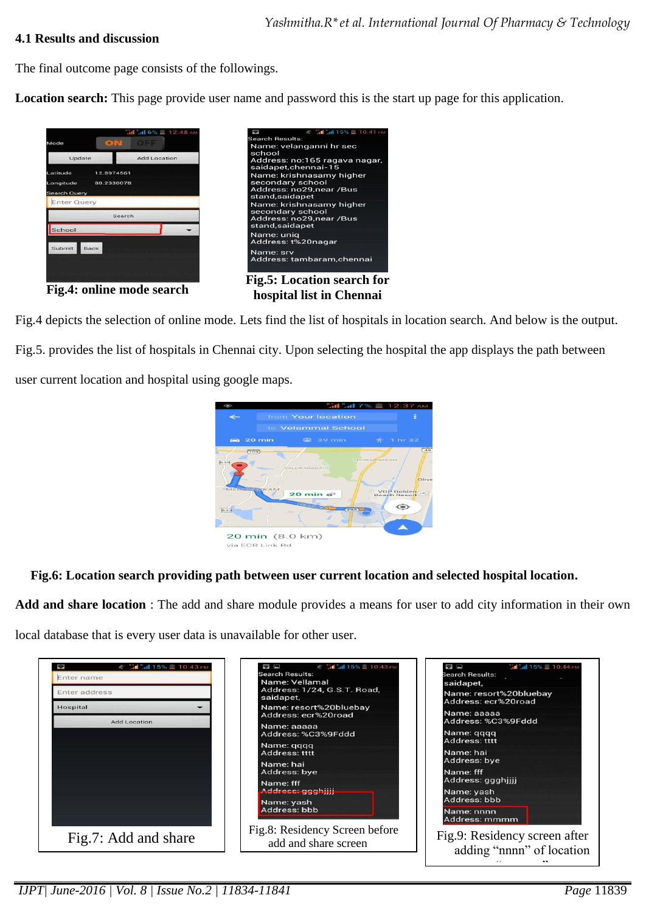### 4.1 Results and discussion

The final outcome page consists of the followings.

**Location search:** This page provide user name and password this is the start up page for this application.

**Fig.4: online mode search**

**Fig.5: Location search for hospital list in Chennai**

Fig.4 depicts the selection of online mode. Lets find the list of hospitals in location search. And below is the output.

Fig.5. provides the list of hospitals in Chennai city. Upon selecting the hospital the app displays the path between user current location and hospital using google maps.

**Fig.6: Location search providing path between user current location and selected hospital location.**

**Add and share location** : The add and share module provides a means for user to add city information in their own local database that is every user data is unavailable for other user.

Fig.7: Add and share

Fig.8: Residency Screen before add and share screen

Fig.9: Residency screen after adding "nnnn" of location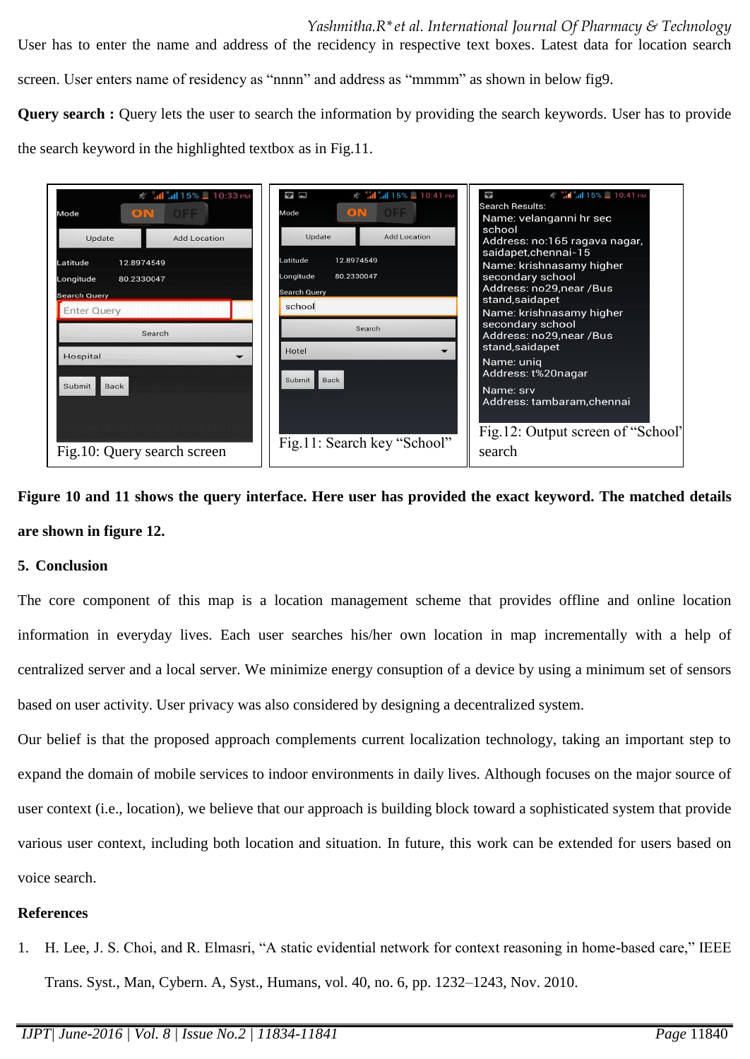User has to enter the name and address of the recidency in respective text boxes. Latest data for location search screen. User enters name of residency as "nnnn" and address as "mmmm" as shown in below fig9.

**Query search :** Query lets the user to search the information by providing the search keywords. User has to provide the search keyword in the highlighted textbox as in Fig.11.

Fig.10: Query search screen

Fig.11: Search key "School"

Fig.12: Output screen of "School" search

**Figure 10 and 11 shows the query interface. Here user has provided the exact keyword. The matched details are shown in figure 12.**

## 5. Conclusion

The core component of this map is a location management scheme that provides offline and online location information in everyday lives. Each user searches his/her own location in map incrementally with a help of centralized server and a local server. We minimize energy consuption of a device by using a minimum set of sensors based on user activity. User privacy was also considered by designing a decentralized system.

Our belief is that the proposed approach complements current localization technology, taking an important step to expand the domain of mobile services to indoor environments in daily lives. Although focuses on the major source of user context (i.e., location), we believe that our approach is building block toward a sophisticated system that provide various user context, including both location and situation. In future, this work can be extended for users based on voice search.

## References

1. H. Lee, J. S. Choi, and R. Elmasri, "A static evidential network for context reasoning in home-based care," IEEE Trans. Syst., Man, Cybern. A, Syst., Humans, vol. 40, no. 6, pp. 1232–1243, Nov. 2010.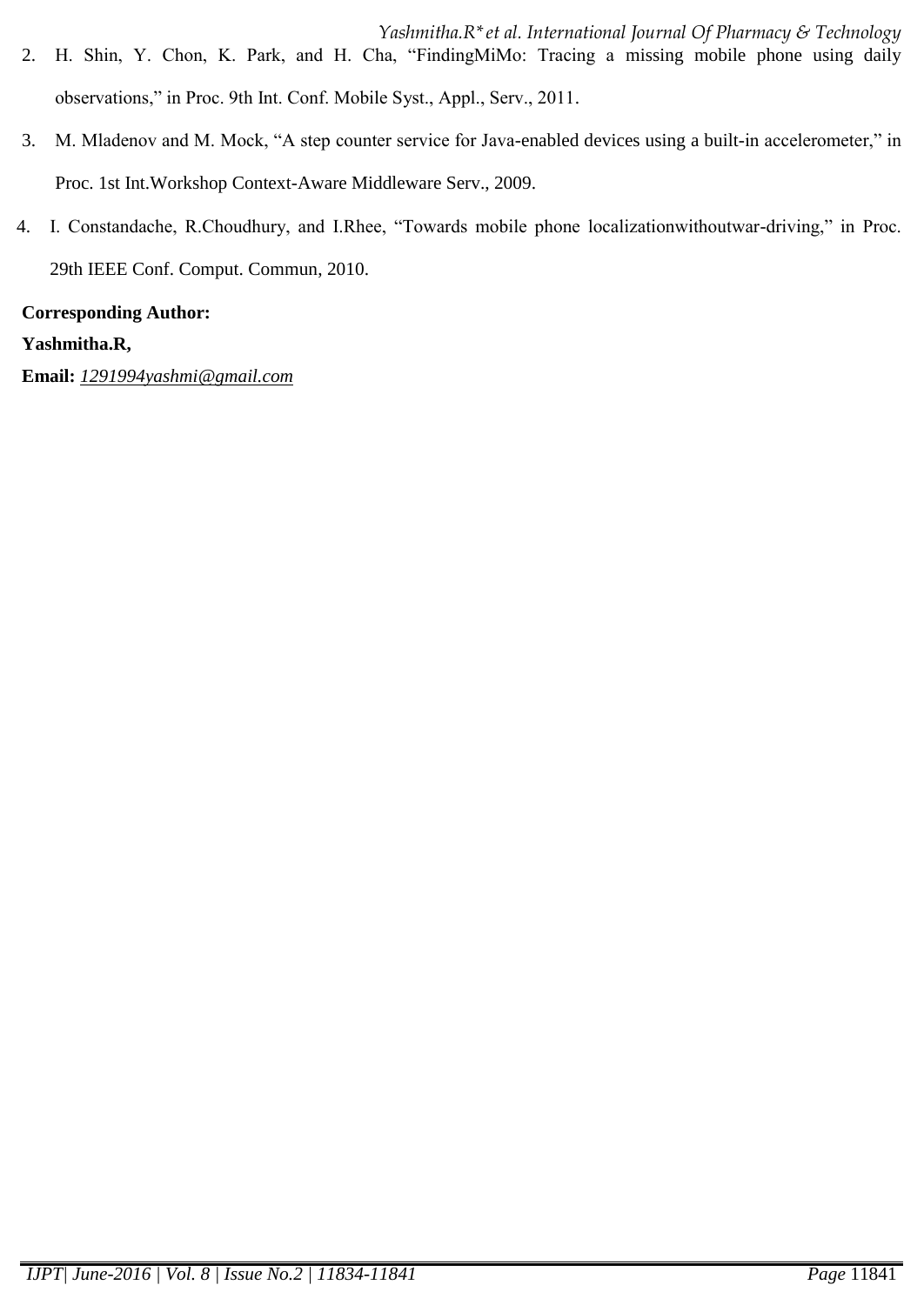2. H. Shin, Y. Chon, K. Park, and H. Cha, “FindingMiMo: Tracing a missing mobile phone using daily observations,” in Proc. 9th Int. Conf. Mobile Syst., Appl., Serv., 2011.
3. M. Mladenov and M. Mock, “A step counter service for Java-enabled devices using a built-in accelerometer,” in Proc. 1st Int.Workshop Context-Aware Middleware Serv., 2009.
4. I. Constandache, R.Choudhury, and I.Rhee, “Towards mobile phone localizationwithoutwar-driving,” in Proc. 29th IEEE Conf. Comput. Commun, 2010.

**Corresponding Author:**

**Yashmitha.R,**

**Email:** *1291994yashmi@gmail.com*